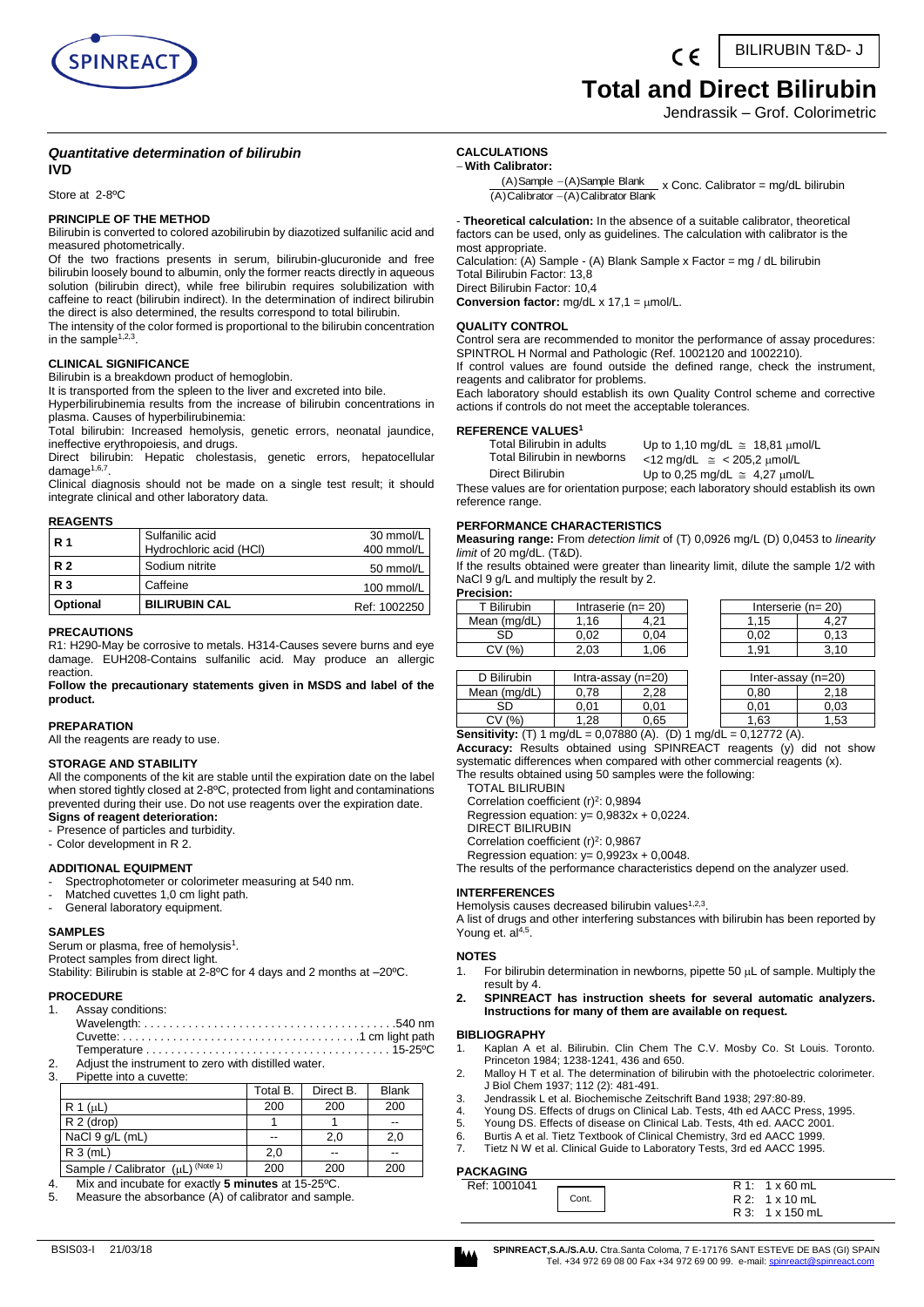BILIRUBIN T&D- J

# Total and Direct Bilirubin

Jendrassik – Grof. Colorimetric

### *Quantitative determination of bilirubin*
### IVD

Store at 2-8ºC

#### PRINCIPLE OF THE METHOD

Bilirubin is converted to colored azobilirubin by diazotized sulfanilic acid and measured photometrically.

Of the two fractions presents in serum, bilirubin-glucuronide and free bilirubin loosely bound to albumin, only the former reacts directly in aqueous solution (bilirubin direct), while free bilirubin requires solubilization with caffeine to react (bilirubin indirect). In the determination of indirect bilirubin the direct is also determined, the results correspond to total bilirubin.

The intensity of the color formed is proportional to the bilirubin concentration in the sample[1,2,3].

#### CLINICAL SIGNIFICANCE

Bilirubin is a breakdown product of hemoglobin.

It is transported from the spleen to the liver and excreted into bile.

Hyperbilirubinemia results from the increase of bilirubin concentrations in plasma. Causes of hyperbilirubinemia:

Total bilirubin: Increased hemolysis, genetic errors, neonatal jaundice, ineffective erythropoiesis, and drugs.

Direct bilirubin: Hepatic cholestasis, genetic errors, hepatocellular damage[1,6,7].

Clinical diagnosis should not be made on a single test result; it should integrate clinical and other laboratory data.

#### REAGENTS

| | | |
|---|---|---|
| **R 1** | Sulfanilic acid<br>Hydrochloric acid (HCl) | 30 mmol/L<br>400 mmol/L |
| **R 2** | Sodium nitrite | 50 mmol/L |
| **R 3** | Caffeine | 100 mmol/L |
| **Optional** | **BILIRUBIN CAL** | Ref: 1002250 |

#### PRECAUTIONS

R1: H290-May be corrosive to metals. H314-Causes severe burns and eye damage. EUH208-Contains sulfanilic acid. May produce an allergic reaction.

**Follow the precautionary statements given in MSDS and label of the product.**

#### PREPARATION

All the reagents are ready to use.

#### STORAGE AND STABILITY

All the components of the kit are stable until the expiration date on the label when stored tightly closed at 2-8ºC, protected from light and contaminations prevented during their use. Do not use reagents over the expiration date.

**Signs of reagent deterioration:**

- Presence of particles and turbidity.
- Color development in R 2.

#### ADDITIONAL EQUIPMENT

- Spectrophotometer or colorimeter measuring at 540 nm.
- Matched cuvettes 1,0 cm light path.
- General laboratory equipment.

#### SAMPLES

Serum or plasma, free of hemolysis[1].

Protect samples from direct light.

Stability: Bilirubin is stable at 2-8ºC for 4 days and 2 months at –20ºC.

#### PROCEDURE

1. Assay conditions:
   Wavelength: . . . . . . . . . . 540 nm
   Cuvette: . . . . . . . . . . 1 cm light path
   Temperature . . . . . . . . . . 15-25ºC
2. Adjust the instrument to zero with distilled water.
3. Pipette into a cuvette:

| | Total B. | Direct B. | Blank |
|---|---|---|---|
| R 1 (μL) | 200 | 200 | 200 |
| R 2 (drop) | 1 | 1 | -- |
| NaCl 9 g/L (mL) | -- | 2,0 | 2,0 |
| R 3 (mL) | 2,0 | -- | -- |
| Sample / Calibrator (μL) (Note 1) | 200 | 200 | 200 |

4. Mix and incubate for exactly **5 minutes** at 15-25ºC.
5. Measure the absorbance (A) of calibrator and sample.

#### CALCULATIONS

– **With Calibrator:**

$$\frac{(A)\,Sample - (A)\,Sample\ Blank}{(A)\,Calibrator - (A)\,Calibrator\ Blank} \times \text{Conc. Calibrator} = \text{mg/dL bilirubin}$$

- **Theoretical calculation:** In the absence of a suitable calibrator, theoretical factors can be used, only as guidelines. The calculation with calibrator is the most appropriate.

Calculation: (A) Sample - (A) Blank Sample x Factor = mg / dL bilirubin

Total Bilirubin Factor: 13,8

Direct Bilirubin Factor: 10,4

**Conversion factor:** mg/dL x 17,1 = μmol/L.

#### QUALITY CONTROL

Control sera are recommended to monitor the performance of assay procedures: SPINTROL H Normal and Pathologic (Ref. 1002120 and 1002210).

If control values are found outside the defined range, check the instrument, reagents and calibrator for problems.

Each laboratory should establish its own Quality Control scheme and corrective actions if controls do not meet the acceptable tolerances.

#### REFERENCE VALUES[1]

| | |
|---|---|
| Total Bilirubin in adults | Up to 1,10 mg/dL ≅ 18,81 μmol/L |
| Total Bilirubin in newborns | <12 mg/dL ≅ < 205,2 μmol/L |
| Direct Bilirubin | Up to 0,25 mg/dL ≅ 4,27 μmol/L |

These values are for orientation purpose; each laboratory should establish its own reference range.

#### PERFORMANCE CHARACTERISTICS

**Measuring range:** From *detection limit* of (T) 0,0926 mg/L (D) 0,0453 to *linearity limit* of 20 mg/dL. (T&D).

If the results obtained were greater than linearity limit, dilute the sample 1/2 with NaCl 9 g/L and multiply the result by 2.

**Precision:**

| T Bilirubin | Intraserie (n= 20) | | Interserie (n= 20) | |
|---|---|---|---|---|
| Mean (mg/dL) | 1,16 | 4,21 | 1,15 | 4,27 |
| SD | 0,02 | 0,04 | 0,02 | 0,13 |
| CV (%) | 2,03 | 1,06 | 1,91 | 3,10 |

| D Bilirubin | Intra-assay (n=20) | | Inter-assay (n=20) | |
|---|---|---|---|---|
| Mean (mg/dL) | 0,78 | 2,28 | 0,80 | 2,18 |
| SD | 0,01 | 0,01 | 0,01 | 0,03 |
| CV (%) | 1,28 | 0,65 | 1,63 | 1,53 |

**Sensitivity:** (T) 1 mg/dL = 0,07880 (A). (D) 1 mg/dL = 0,12772 (A).

**Accuracy:** Results obtained using SPINREACT reagents (y) did not show systematic differences when compared with other commercial reagents (x).

The results obtained using 50 samples were the following:

TOTAL BILIRUBIN
Correlation coefficient $(r)^2$: 0,9894
Regression equation: y= 0,9832x + 0,0224.
DIRECT BILIRUBIN
Correlation coefficient $(r)^2$: 0,9867
Regression equation: y= 0,9923x + 0,0048.

The results of the performance characteristics depend on the analyzer used.

#### INTERFERENCES

Hemolysis causes decreased bilirubin values[1,2,3].

A list of drugs and other interfering substances with bilirubin has been reported by Young et. al[4,5].

#### NOTES

1. For bilirubin determination in newborns, pipette 50 μL of sample. Multiply the result by 4.
2. **SPINREACT has instruction sheets for several automatic analyzers. Instructions for many of them are available on request.**

#### BIBLIOGRAPHY

1. Kaplan A et al. Bilirubin. Clin Chem The C.V. Mosby Co. St Louis. Toronto. Princeton 1984; 1238-1241, 436 and 650.
2. Malloy H T et al. The determination of bilirubin with the photoelectric colorimeter. J Biol Chem 1937; 112 (2): 481-491.
3. Jendrassik L et al. Biochemische Zeitschrift Band 1938; 297:80-89.
4. Young DS. Effects of drugs on Clinical Lab. Tests, 4th ed AACC Press, 1995.
5. Young DS. Effects of disease on Clinical Lab. Tests, 4th ed. AACC 2001.
6. Burtis A et al. Tietz Textbook of Clinical Chemistry, 3rd ed AACC 1999.
7. Tietz N W et al. Clinical Guide to Laboratory Tests, 3rd ed AACC 1995.

#### PACKAGING

| | | |
|---|---|---|
| Ref: 1001041 | Cont. | R 1: 1 x 60 mL<br>R 2: 1 x 10 mL<br>R 3: 1 x 150 mL |

BSIS03-I 21/03/18

**SPINREACT,S.A./S.A.U.** Ctra.Santa Coloma, 7 E-17176 SANT ESTEVE DE BAS (GI) SPAIN
Tel. +34 972 69 08 00 Fax +34 972 69 00 99. e-mail: spinreact@spinreact.com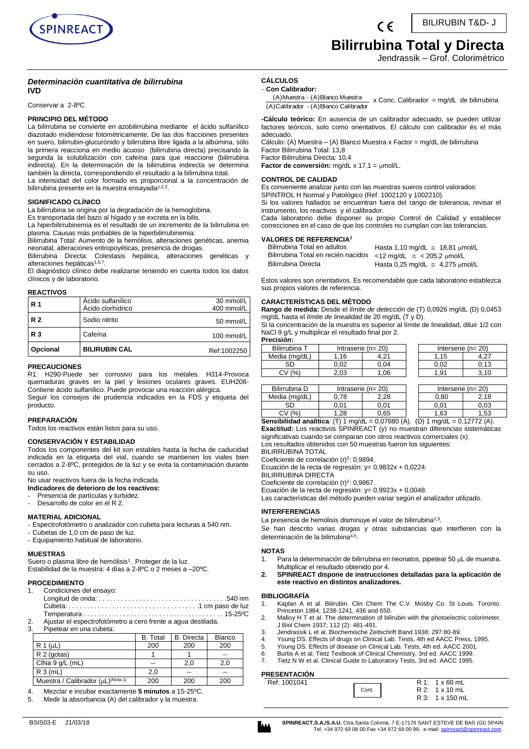# Bilirrubina Total y Directa

Jendrassik – Grof. Colorimétrico

BILIRUBIN T&D- J

## *Determinación cuantitativa de bilirrubina*

**IVD**

Conservar a 2-8ºC

### PRINCIPIO DEL MÉTODO

La bilirrubina se convierte en azobilirrubina mediante el ácido sulfanílico diazotado midiéndose fotométricamente. De las dos fracciones presentes en suero, bilirrubin-glucurónido y bilirrubina libre ligada a la albúmina, sólo la primera reacciona en medio acuoso (bilirrubina directa) precisando la segunda la solubilización con cafeína para que reaccione (bilirrubina indirecta). En la determinación de la bilirrubina indirecta se determina también la directa, correspondiendo el resultado a la bilirrubina total.

La intensidad del color formado es proporcional a la concentración de bilirrubina presente en la muestra ensayada[1,2,3].

### SIGNIFICADO CLÍNICO

La bilirrubina se origina por la degradación de la hemoglobina.

Es transportada del bazo al hígado y se excreta en la bilis.

La hiperbilirrubinemia es el resultado de un incremento de la bilirrubina en plasma. Causas más probables de la hiperbilirrubinemia:

Bilirrubina Total: Aumento de la hemólisis, alteraciones genéticas, anemia neonatal, alteraciones eritropoyéticas, presencia de drogas.

Bilirrubina Directa: Colestasis hepática, alteraciones genéticas y alteraciones hepáticas[1,6,7].

El diagnóstico clínico debe realizarse teniendo en cuenta todos los datos clínicos y de laboratorio.

### REACTIVOS

| | | |
|---|---|---|
| **R 1** | Ácido sulfanílico<br>Ácido clorhídrico | 30 mmol/L<br>400 mmol/L |
| **R 2** | Sodio nitrito | 50 mmol/L |
| **R 3** | Cafeína | 100 mmol/L |
| **Opcional** | **BILIRUBIN CAL** | Ref:1002250 |

### PRECAUCIONES

R1: H290-Puede ser corrosivo para los metales. H314-Provoca quemaduras graves en la piel y lesiones oculares graves. EUH208-Contiene ácido sulfanílico. Puede provocar una reacción alérgica.

Seguir los consejos de prudencia indicados en la FDS y etiqueta del producto.

### PREPARACIÓN

Todos los reactivos están listos para su uso.

### CONSERVACIÓN Y ESTABILIDAD

Todos los componentes del kit son estables hasta la fecha de caducidad indicada en la etiqueta del vial, cuando se mantienen los viales bien cerrados a 2-8ºC, protegidos de la luz y se evita la contaminación durante su uso.

No usar reactivos fuera de la fecha indicada.

**Indicadores de deterioro de los reactivos:**

- Presencia de partículas y turbidez.
- Desarrollo de color en el R 2.

### MATERIAL ADICIONAL

- Espectrofotómetro o analizador con cubeta para lecturas a 540 nm.
- Cubetas de 1,0 cm de paso de luz.
- Equipamiento habitual de laboratorio.

### MUESTRAS

Suero o plasma libre de hemólisis[1]. Proteger de la luz.

Estabilidad de la muestra: 4 días a 2-8ºC o 2 meses a –20ºC.

### PROCEDIMIENTO

1. Condiciones del ensayo:
   Longitud de onda: . . . . . . . . . . . . . . . . . . . . . . . . . . . . . . . . . . 540 nm
   Cubeta: . . . . . . . . . . . . . . . . . . . . . . . . . . . . . . . . . . . 1 cm paso de luz
   Temperatura . . . . . . . . . . . . . . . . . . . . . . . . . . . . . . . . . . . . . . 15-25ºC
2. Ajustar el espectrofotómetro a cero frente a agua destilada.
3. Pipetear en una cubeta:

| | B. Total | B. Directa | Blanco |
|---|---|---|---|
| R 1 (μL) | 200 | 200 | 200 |
| R 2 (gotas) | 1 | 1 | -- |
| ClNa 9 g/L (mL) | -- | 2,0 | 2,0 |
| R 3 (mL) | 2,0 | -- | -- |
| Muestra / Calibrador (μL)(Nota 1) | 200 | 200 | 200 |

4. Mezclar e incubar exactamente **5 minutos** a 15-25ºC.
5. Medir la absorbancia (A) del calibrador y la muestra.

### CÁLCULOS

– **Con Calibrador:**

$$\frac{(A)\text{Muestra} - (A)\text{Blanco Muestra}}{(A)\text{Calibrador} - (A)\text{Blanco Calibrador}} \times \text{Conc. Calibrador} = \text{mg/dL de bilirrubina}$$

**-Cálculo teórico:** En ausencia de un calibrador adecuado, se pueden utilizar factores teóricos, solo como orientativos. El cálculo con calibrador és el más adecuado.

Cálculo: (A) Muestra – (A) Blanco Muestra x Factor = mg/dL de bilirrubina

Factor Bilirrubina Total: 13,8

Factor Bilirrubina Directa: 10,4

**Factor de conversión:** mg/dL x 17,1 = μmol/L.

### CONTROL DE CALIDAD

Es conveniente analizar junto con las muestras sueros control valorados:

SPINTROL H Normal y Patológico (Ref. 1002120 y 1002210).

Si los valores hallados se encuentran fuera del rango de tolerancia, revisar el instrumento, los reactivos y el calibrador.

Cada laboratorio debe disponer su propio Control de Calidad y establecer correcciones en el caso de que los controles no cumplan con las tolerancias.

### VALORES DE REFERENCIA[1]

| | |
|---|---|
| Bilirrubina Total en adultos | Hasta 1,10 mg/dL ≅ 18,81 μmol/L |
| Bilirrubina Total en recién nacidos | <12 mg/dL ≅ < 205,2 μmol/L |
| Bilirrubina Directa | Hasta 0,25 mg/dL ≅ 4,275 μmol/L |

Estos valores son orientativos. Es recomendable que cada laboratorio establezca sus propios valores de referencia.

### CARACTERÍSTICAS DEL MÉTODO

**Rango de medida:** Desde el *límite de detección* de (T) 0,0926 mg/dL (D) 0,0453 mg/dL hasta el *límite de linealidad* de 20 mg/dL (T y D).

Si la concentración de la muestra es superior al límite de linealidad, diluir 1/2 con NaCl 9 g/L y multiplicar el resultado final por 2.

**Precisión:**

| Bilirrubina T | Intraserie (n= 20) | | Interserie (n= 20) | |
|---|---|---|---|---|
| Media (mg/dL) | 1,16 | 4,21 | 1,15 | 4,27 |
| SD | 0,02 | 0,04 | 0,02 | 0,13 |
| CV (%) | 2,03 | 1,06 | 1,91 | 3,10 |

| Bilirrubina D | Intraserie (n= 20) | | Interserie (n= 20) | |
|---|---|---|---|---|
| Media (mg/dL) | 0,78 | 2,28 | 0,80 | 2,18 |
| SD | 0,01 | 0,01 | 0,01 | 0,03 |
| CV (%) | 1,28 | 0,65 | 1,63 | 1,53 |

**Sensibilidad analítica**: (T) 1 mg/dL = 0,07880 (A). (D) 1 mg/dL = 0,12772 (A).

**Exactitud:** Los reactivos SPINREACT (y) no muestran diferencias sistemáticas significativas cuando se comparan con otros reactivos comerciales (x).

Los resultados obtenidos con 50 muestras fueron los siguientes:

BILIRRUBINA TOTAL

Coeficiente de correlación $(r)^2$: 0,9894.

Ecuación de la recta de regresión: y= 0,9832x + 0,0224.

BILIRRUBINA DIRECTA

Coeficiente de correlación $(r)^2$: 0,9867.

Ecuación de la recta de regresión: y= 0,9923x + 0,0048.

Las características del método pueden variar según el analizador utilizado.

### INTERFERENCIAS

La presencia de hemólisis disminuye el valor de bilirrubina[1,3].

Se han descrito varias drogas y otras substancias que interfieren con la determinación de la bilirrubina[4,5].

### NOTAS

1. Para la determinación de bilirrubina en neonatos, pipetear 50 μL de muestra. Multiplicar el resultado obtenido por 4.
2. **SPINREACT dispone de instrucciones detalladas para la aplicación de este reactivo en distintos analizadores.**

### BIBLIOGRAFÍA

1. Kaplan A et al. Bilirubin. Clin Chem The C.V. Mosby Co. St Louis. Toronto. Princeton 1984; 1238-1241, 436 and 650.
2. Malloy H T et al. The determination of bilirubin with the photoelectric colorimeter. J Biol Chem 1937; 112 (2): 481-491.
3. Jendrassik L et al. Biochemische Zeitschrift Band 1938; 297:80-89.
4. Young DS. Effects of drugs on Clinical Lab. Tests, 4th ed AACC Press, 1995.
5. Young DS. Effects of disease on Clinical Lab. Tests, 4th ed. AACC 2001.
6. Burtis A et al. Tietz Textbook of Clinical Chemistry, 3rd ed. AACC 1999.
7. Tietz N W et al. Clinical Guide to Laboratory Tests, 3rd ed. AACC 1995.

### PRESENTACIÓN

| | | |
|---|---|---|
| Ref: 1001041 | Cont. | R 1: 1 x 60 mL<br>R 2: 1 x 10 mL<br>R 3: 1 x 150 mL |

BSIS03-E 21/03/18

**SPINREACT,S.A./S.A.U.** Ctra.Santa Coloma, 7 E-17176 SANT ESTEVE DE BAS (GI) SPAIN
Tel. +34 972 69 08 00 Fax +34 972 69 00 99. e-mail: spinreact@spinreact.com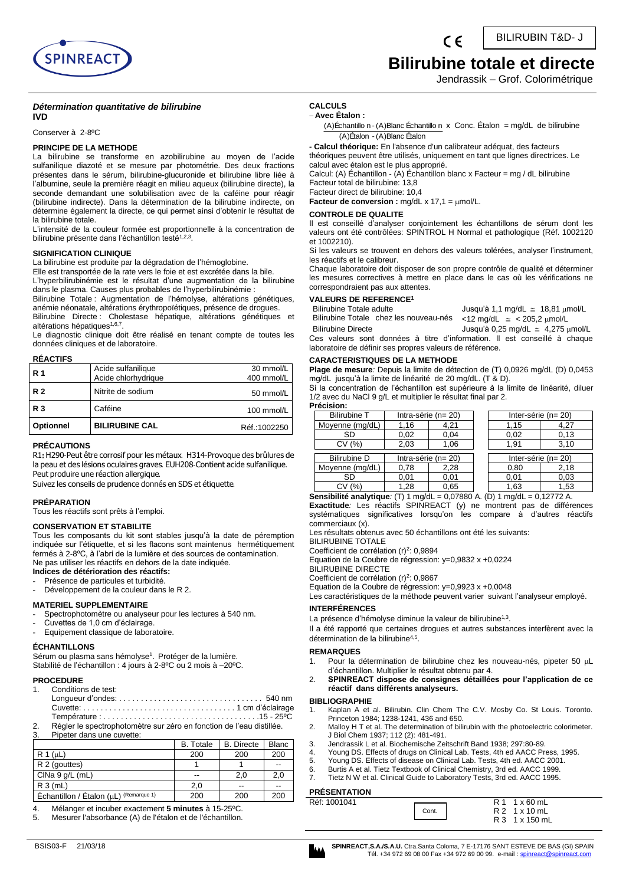BILIRUBIN T&D- J

# Bilirubine totale et directe

Jendrassik – Grof. Colorimétrique

***Détermination quantitative de bilirubine***
**IVD**

Conserver à 2-8ºC

## PRINCIPE DE LA METHODE

La bilirubine se transforme en azobilirubine au moyen de l'acide sulfanilique diazoté et se mesure par photométrie. Des deux fractions présentes dans le sérum, bilirubine-glucuronide et bilirubine libre liée à l'albumine, seule la première réagit en milieu aqueux (bilirubine directe), la seconde demandant une solubilisation avec de la caféine pour réagir (bilirubine indirecte). Dans la détermination de la bilirubine indirecte, on détermine également la directe, ce qui permet ainsi d'obtenir le résultat de la bilirubine totale.

L'intensité de la couleur formée est proportionnelle à la concentration de bilirubine présente dans l'échantillon testé[1,2,3].

## SIGNIFICATION CLINIQUE

La bilirubine est produite par la dégradation de l'hémoglobine.

Elle est transportée de la rate vers le foie et est excrétée dans la bile.

L'hyperbilirubinémie est le résultat d'une augmentation de la bilirubine dans le plasma. Causes plus probables de l'hyperbilirubinémie :

Bilirubine Totale : Augmentation de l'hémolyse, altérations génétiques, anémie néonatale, altérations érythropoïétiques, présence de drogues.

Bilirubine Directe : Cholestase hépatique, altérations génétiques et altérations hépatiques[1,6,7].

Le diagnostic clinique doit être réalisé en tenant compte de toutes les données cliniques et de laboratoire.

## RÉACTIFS

| | | |
|---|---|---|
| **R 1** | Acide sulfanilique<br>Acide chlorhydrique | 30 mmol/L<br>400 mmol/L |
| **R 2** | Nitrite de sodium | 50 mmol/L |
| **R 3** | Caféine | 100 mmol/L |
| **Optionnel** | **BILIRUBINE CAL** | Réf.:1002250 |

## PRÉCAUTIONS

R1**:** H290-Peut être corrosif pour les métaux. H314-Provoque des brûlures de la peau et des lésions oculaires graves. EUH208-Contient acide sulfanilique. Peut produire une réaction allergique.

Suivez les conseils de prudence donnés en SDS et étiquette.

## PRÉPARATION

Tous les réactifs sont prêts à l'emploi.

## CONSERVATION ET STABILITE

Tous les composants du kit sont stables jusqu'à la date de péremption indiquée sur l'étiquette, et si les flacons sont maintenus hermétiquement fermés à 2-8ºC, à l'abri de la lumière et des sources de contamination.

Ne pas utiliser les réactifs en dehors de la date indiquée.

**Indices de détérioration des réactifs:**

- Présence de particules et turbidité.
- Développement de la couleur dans le R 2.

## MATERIEL SUPPLEMENTAIRE

- Spectrophotomètre ou analyseur pour les lectures à 540 nm.
- Cuvettes de 1,0 cm d'éclairage.
- Equipement classique de laboratoire.

## ÉCHANTILLONS

Sérum ou plasma sans hémolyse[1]. Protéger de la lumière.
Stabilité de l'échantillon : 4 jours à 2-8ºC ou 2 mois à –20ºC.

## PROCEDURE

1. Conditions de test:
   Longueur d'ondes: . . . . . . . . . . . . . . . . . . . . . . . . . . . . . . . . 540 nm
   Cuvette: . . . . . . . . . . . . . . . . . . . . . . . . . . . . . . . . . . 1 cm d'éclairage
   Température : . . . . . . . . . . . . . . . . . . . . . . . . . . . . . . . . .15 - 25ºC
2. Régler le spectrophotomètre sur zéro en fonction de l'eau distillée.
3. Pipeter dans une cuvette:

| | B. Totale | B. Directe | Blanc |
|---|---|---|---|
| R 1 (µL) | 200 | 200 | 200 |
| R 2 (gouttes) | 1 | 1 | -- |
| ClNa 9 g/L (mL) | -- | 2,0 | 2,0 |
| R 3 (mL) | 2,0 | -- | -- |
| Échantillon / Étalon (µL) (Remarque 1) | 200 | 200 | 200 |

4. Mélanger et incuber exactement **5 minutes** à 15-25ºC.
5. Mesurer l'absorbance (A) de l'étalon et de l'échantillon.

## CALCULS

– **Avec Étalon :**

$$\frac{(A)\text{Échantillon} - (A)\text{Blanc Échantillon}}{(A)\text{Étalon} - (A)\text{Blanc Étalon}} \times \text{Conc. Étalon} = \text{mg/dL de bilirubine}$$

**- Calcul théorique:** En l'absence d'un calibrateur adéquat, des facteurs théoriques peuvent être utilisés, uniquement en tant que lignes directrices. Le calcul avec étalon est le plus approprié.

Calcul: (A) Échantillon - (A) Échantillon blanc x Facteur = mg / dL bilirubine
Facteur total de bilirubine: 13,8
Facteur direct de bilirubine: 10,4

**Facteur de conversion :** mg/dL x 17,1 = µmol/L.

## CONTROLE DE QUALITE

Il est conseillé d'analyser conjointement les échantillons de sérum dont les valeurs ont été contrôlées: SPINTROL H Normal et pathologique (Réf. 1002120 et 1002210).

Si les valeurs se trouvent en dehors des valeurs tolérées, analyser l'instrument, les réactifs et le calibreur.

Chaque laboratoire doit disposer de son propre contrôle de qualité et déterminer les mesures correctives à mettre en place dans le cas où les vérifications ne correspondraient pas aux attentes.

## VALEURS DE REFERENCE[1]

| | |
|---|---|
| Bilirubine Totale adulte | Jusqu'à 1,1 mg/dL ≅ 18,81 µmol/L |
| Bilirubine Totale chez les nouveaux-nés | <12 mg/dL ≅ < 205,2 µmol/L |
| Bilirubine Directe | Jusqu'à 0,25 mg/dL ≅ 4,275 µmol/L |

Ces valeurs sont données à titre d'information. Il est conseillé à chaque laboratoire de définir ses propres valeurs de référence.

## CARACTERISTIQUES DE LA METHODE

**Plage de mesure***:* Depuis la limite de détection de (T) 0,0926 mg/dL (D) 0,0453 mg/dL jusqu'à la limite de linéarité de 20 mg/dL. (T & D).

Si la concentration de l'échantillon est supérieure à la limite de linéarité, diluer 1/2 avec du NaCl 9 g/L et multiplier le résultat final par 2.

**Précision:**

| Bilirubine T | Intra-série (n= 20) | | Inter-série (n= 20) | |
|---|---|---|---|---|
| Moyenne (mg/dL) | 1,16 | 4,21 | 1,15 | 4,27 |
| SD | 0,02 | 0,04 | 0,02 | 0,13 |
| CV (%) | 2,03 | 1,06 | 1,91 | 3,10 |

| Bilirubine D | Intra-série (n= 20) | | Inter-série (n= 20) | |
|---|---|---|---|---|
| Moyenne (mg/dL) | 0,78 | 2,28 | 0,80 | 2,18 |
| SD | 0,01 | 0,01 | 0,01 | 0,03 |
| CV (%) | 1,28 | 0,65 | 1,63 | 1,53 |

**Sensibilité analytique***:* (T) 1 mg/dL = 0,07880 A. (D) 1 mg/dL = 0,12772 A.

**Exactitude***:* Les réactifs SPINREACT (y) ne montrent pas de différences systématiques significatives lorsqu'on les compare à d'autres réactifs commerciaux (x).

Les résultats obtenus avec 50 échantillons ont été les suivants:

BILIRUBINE TOTALE
Coefficient de corrélation $(r)^2$: 0,9894
Equation de la Coubre de régression: y=0,9832 x +0,0224

BILIRUBINE DIRECTE
Coefficient de corrélation $(r)^2$: 0,9867
Equation de la Coubre de régression: y=0,9923 x +0,0048

Les caractéristiques de la méthode peuvent varier suivant l'analyseur employé.

## INTERFÉRENCES

La présence d'hémolyse diminue la valeur de bilirubine[1,3].

Il a été rapporté que certaines drogues et autres substances interfèrent avec la détermination de la bilirubine[4,5].

## REMARQUES

1. Pour la détermination de bilirubine chez les nouveau-nés, pipeter 50 µL d'échantillon. Multiplier le résultat obtenu par 4.
2. **SPINREACT dispose de consignes détaillées pour l'application de ce réactif dans différents analyseurs.**

## BIBLIOGRAPHIE

1. Kaplan A et al. Bilirubin. Clin Chem The C.V. Mosby Co. St Louis. Toronto. Princeton 1984; 1238-1241, 436 and 650.
2. Malloy H T et al. The determination of bilirubin with the photoelectric colorimeter. J Biol Chem 1937; 112 (2): 481-491.
3. Jendrassik L et al. Biochemische Zeitschrift Band 1938; 297:80-89.
4. Young DS. Effects of drugs on Clinical Lab. Tests, 4th ed AACC Press, 1995.
5. Young DS. Effects of disease on Clinical Lab. Tests, 4th ed. AACC 2001.
6. Burtis A et al. Tietz Textbook of Clinical Chemistry, 3rd ed. AACC 1999.
7. Tietz N W et al. Clinical Guide to Laboratory Tests, 3rd ed. AACC 1995.

## PRÉSENTATION

| Réf: 1001041 | Cont. | R 1 1 x 60 mL<br>R 2 1 x 10 mL<br>R 3 1 x 150 mL |
|---|---|---|

BSIS03-F 21/03/18

**SPINREACT,S.A./S.A.U.** Ctra.Santa Coloma, 7 E-17176 SANT ESTEVE DE BAS (GI) SPAIN
Tél. +34 972 69 08 00 Fax +34 972 69 00 99. e-mail : spinreact@spinreact.com